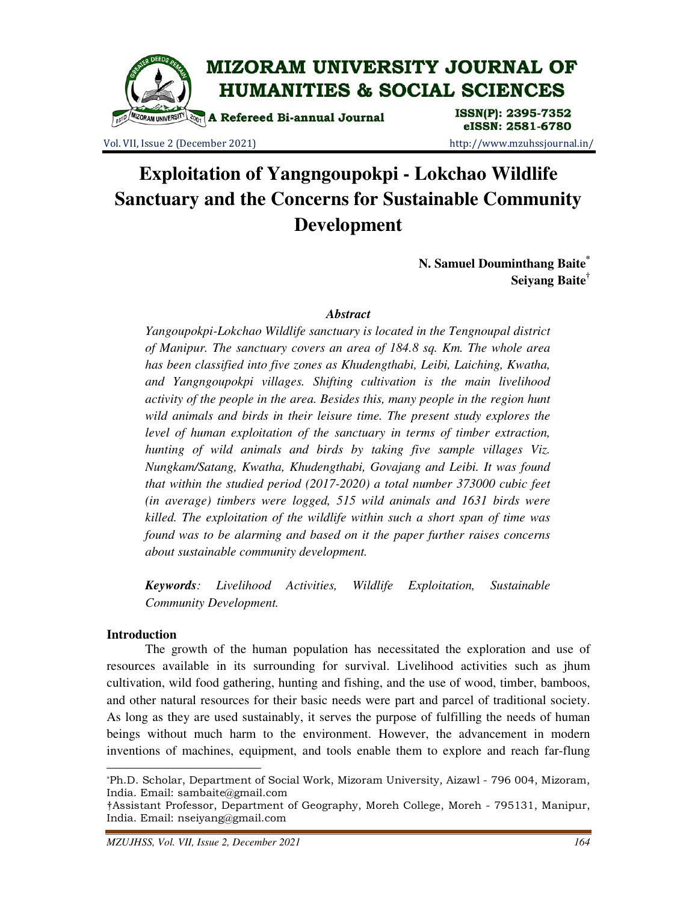# Exploitation of Yangngoupokpi - Lokchao Wildlife Sanctuary and the Concerns for Sustainable Community Development

**N. Samuel Douminthang Baite***
**Seiyang Baite†**

### *Abstract*

*Yangoupokpi-Lokchao Wildlife sanctuary is located in the Tengnoupal district of Manipur. The sanctuary covers an area of 184.8 sq. Km. The whole area has been classified into five zones as Khudengthabi, Leibi, Laiching, Kwatha, and Yangngoupokpi villages. Shifting cultivation is the main livelihood activity of the people in the area. Besides this, many people in the region hunt wild animals and birds in their leisure time. The present study explores the level of human exploitation of the sanctuary in terms of timber extraction, hunting of wild animals and birds by taking five sample villages Viz. Nungkam/Satang, Kwatha, Khudengthabi, Govajang and Leibi. It was found that within the studied period (2017-2020) a total number 373000 cubic feet (in average) timbers were logged, 515 wild animals and 1631 birds were killed. The exploitation of the wildlife within such a short span of time was found was to be alarming and based on it the paper further raises concerns about sustainable community development.*

***Keywords**: Livelihood Activities, Wildlife Exploitation, Sustainable Community Development.*

## Introduction

The growth of the human population has necessitated the exploration and use of resources available in its surrounding for survival. Livelihood activities such as jhum cultivation, wild food gathering, hunting and fishing, and the use of wood, timber, bamboos, and other natural resources for their basic needs were part and parcel of traditional society. As long as they are used sustainably, it serves the purpose of fulfilling the needs of human beings without much harm to the environment. However, the advancement in modern inventions of machines, equipment, and tools enable them to explore and reach far-flung

---

*Ph.D. Scholar, Department of Social Work, Mizoram University, Aizawl - 796 004, Mizoram, India. Email: sambaite@gmail.com

†Assistant Professor, Department of Geography, Moreh College, Moreh - 795131, Manipur, India. Email: nseiyang@gmail.com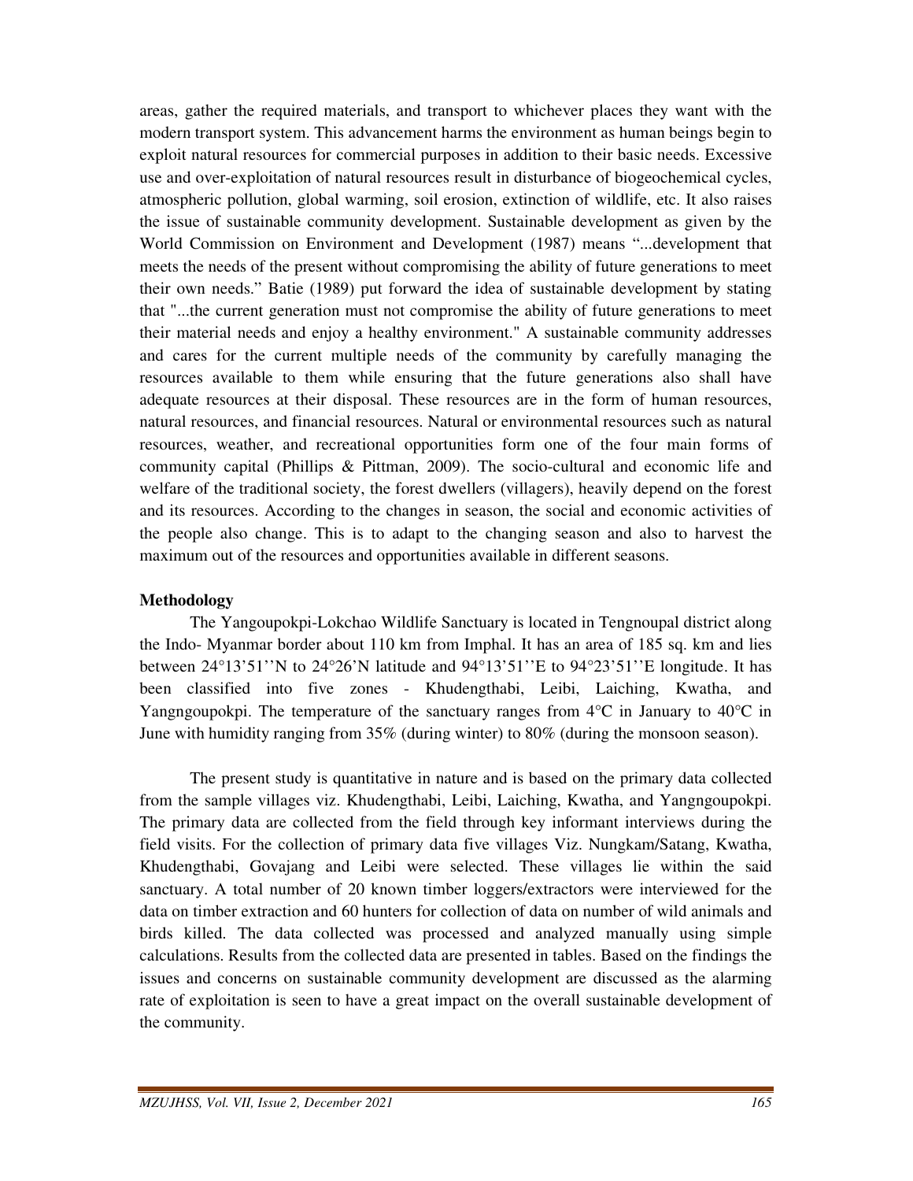areas, gather the required materials, and transport to whichever places they want with the modern transport system. This advancement harms the environment as human beings begin to exploit natural resources for commercial purposes in addition to their basic needs. Excessive use and over-exploitation of natural resources result in disturbance of biogeochemical cycles, atmospheric pollution, global warming, soil erosion, extinction of wildlife, etc. It also raises the issue of sustainable community development. Sustainable development as given by the World Commission on Environment and Development (1987) means "...development that meets the needs of the present without compromising the ability of future generations to meet their own needs." Batie (1989) put forward the idea of sustainable development by stating that "...the current generation must not compromise the ability of future generations to meet their material needs and enjoy a healthy environment." A sustainable community addresses and cares for the current multiple needs of the community by carefully managing the resources available to them while ensuring that the future generations also shall have adequate resources at their disposal. These resources are in the form of human resources, natural resources, and financial resources. Natural or environmental resources such as natural resources, weather, and recreational opportunities form one of the four main forms of community capital (Phillips & Pittman, 2009). The socio-cultural and economic life and welfare of the traditional society, the forest dwellers (villagers), heavily depend on the forest and its resources. According to the changes in season, the social and economic activities of the people also change. This is to adapt to the changing season and also to harvest the maximum out of the resources and opportunities available in different seasons.

**Methodology**

The Yangoupokpi-Lokchao Wildlife Sanctuary is located in Tengnoupal district along the Indo- Myanmar border about 110 km from Imphal. It has an area of 185 sq. km and lies between 24°13'51''N to 24°26'N latitude and 94°13'51''E to 94°23'51''E longitude. It has been classified into five zones - Khudengthabi, Leibi, Laiching, Kwatha, and Yangngoupokpi. The temperature of the sanctuary ranges from 4°C in January to 40°C in June with humidity ranging from 35% (during winter) to 80% (during the monsoon season).

The present study is quantitative in nature and is based on the primary data collected from the sample villages viz. Khudengthabi, Leibi, Laiching, Kwatha, and Yangngoupokpi. The primary data are collected from the field through key informant interviews during the field visits. For the collection of primary data five villages Viz. Nungkam/Satang, Kwatha, Khudengthabi, Govajang and Leibi were selected. These villages lie within the said sanctuary. A total number of 20 known timber loggers/extractors were interviewed for the data on timber extraction and 60 hunters for collection of data on number of wild animals and birds killed. The data collected was processed and analyzed manually using simple calculations. Results from the collected data are presented in tables. Based on the findings the issues and concerns on sustainable community development are discussed as the alarming rate of exploitation is seen to have a great impact on the overall sustainable development of the community.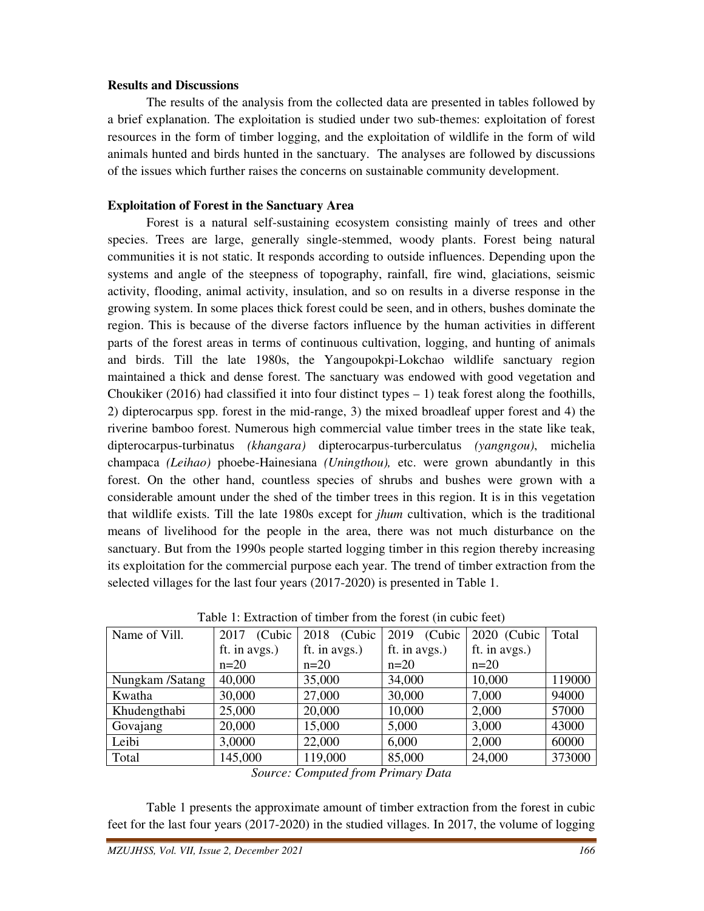**Results and Discussions**

The results of the analysis from the collected data are presented in tables followed by a brief explanation. The exploitation is studied under two sub-themes: exploitation of forest resources in the form of timber logging, and the exploitation of wildlife in the form of wild animals hunted and birds hunted in the sanctuary. The analyses are followed by discussions of the issues which further raises the concerns on sustainable community development.

**Exploitation of Forest in the Sanctuary Area**

Forest is a natural self-sustaining ecosystem consisting mainly of trees and other species. Trees are large, generally single-stemmed, woody plants. Forest being natural communities it is not static. It responds according to outside influences. Depending upon the systems and angle of the steepness of topography, rainfall, fire wind, glaciations, seismic activity, flooding, animal activity, insulation, and so on results in a diverse response in the growing system. In some places thick forest could be seen, and in others, bushes dominate the region. This is because of the diverse factors influence by the human activities in different parts of the forest areas in terms of continuous cultivation, logging, and hunting of animals and birds. Till the late 1980s, the Yangoupokpi-Lokchao wildlife sanctuary region maintained a thick and dense forest. The sanctuary was endowed with good vegetation and Choukiker (2016) had classified it into four distinct types – 1) teak forest along the foothills, 2) dipterocarpus spp. forest in the mid-range, 3) the mixed broadleaf upper forest and 4) the riverine bamboo forest. Numerous high commercial value timber trees in the state like teak, dipterocarpus-turbinatus *(khangara)* dipterocarpus-turberculatus *(yangngou)*, michelia champaca *(Leihao)* phoebe-Hainesiana *(Uningthou),* etc. were grown abundantly in this forest. On the other hand, countless species of shrubs and bushes were grown with a considerable amount under the shed of the timber trees in this region. It is in this vegetation that wildlife exists. Till the late 1980s except for *jhum* cultivation, which is the traditional means of livelihood for the people in the area, there was not much disturbance on the sanctuary. But from the 1990s people started logging timber in this region thereby increasing its exploitation for the commercial purpose each year. The trend of timber extraction from the selected villages for the last four years (2017-2020) is presented in Table 1.

Table 1: Extraction of timber from the forest (in cubic feet)

| Name of Vill. | 2017 (Cubic ft. in avgs.) n=20 | 2018 (Cubic ft. in avgs.) n=20 | 2019 (Cubic ft. in avgs.) n=20 | 2020 (Cubic ft. in avgs.) n=20 | Total |
|---|---|---|---|---|---|
| Nungkam /Satang | 40,000 | 35,000 | 34,000 | 10,000 | 119000 |
| Kwatha | 30,000 | 27,000 | 30,000 | 7,000 | 94000 |
| Khudengthabi | 25,000 | 20,000 | 10,000 | 2,000 | 57000 |
| Govajang | 20,000 | 15,000 | 5,000 | 3,000 | 43000 |
| Leibi | 3,0000 | 22,000 | 6,000 | 2,000 | 60000 |
| Total | 145,000 | 119,000 | 85,000 | 24,000 | 373000 |

*Source: Computed from Primary Data*

Table 1 presents the approximate amount of timber extraction from the forest in cubic feet for the last four years (2017-2020) in the studied villages. In 2017, the volume of logging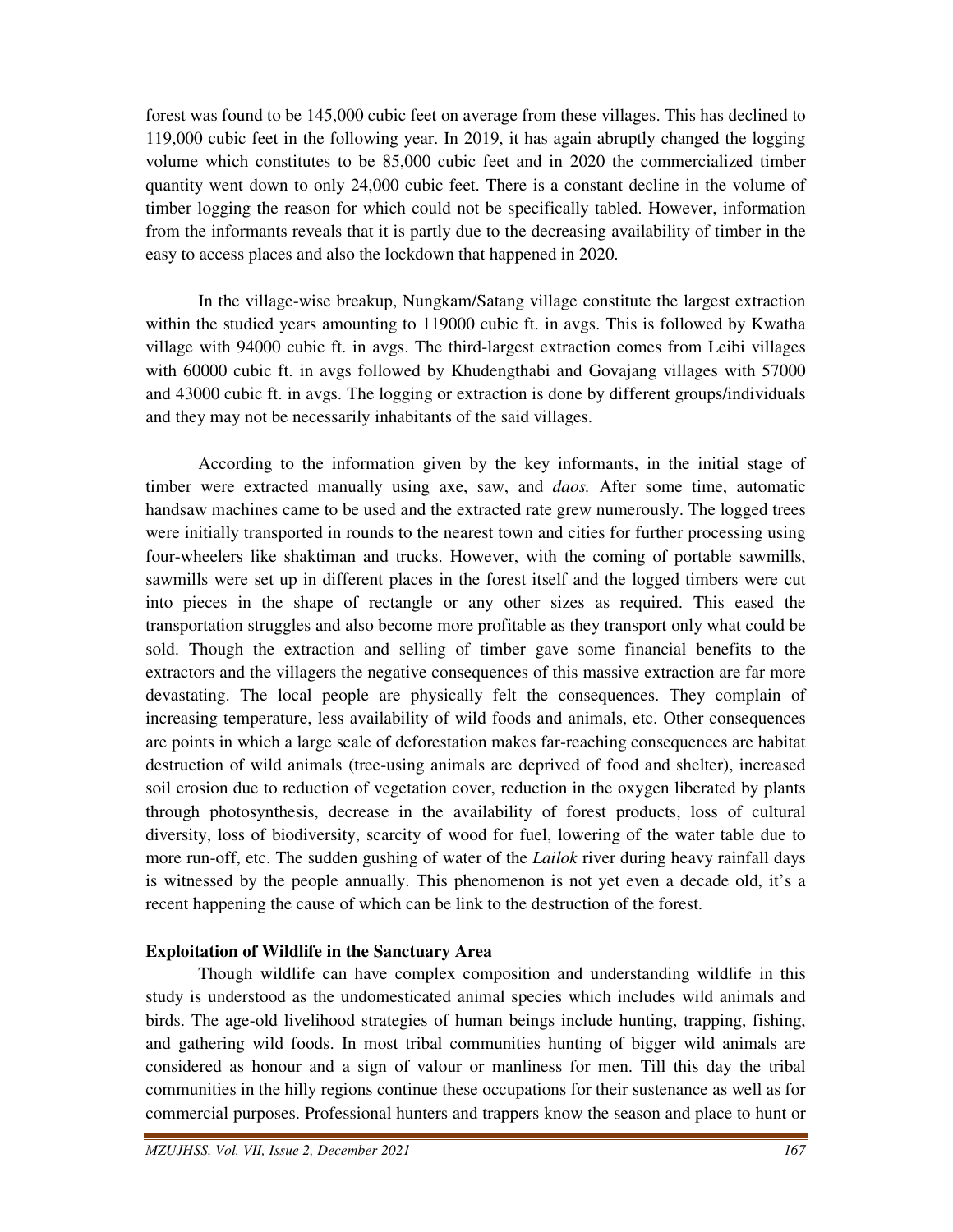forest was found to be 145,000 cubic feet on average from these villages. This has declined to 119,000 cubic feet in the following year. In 2019, it has again abruptly changed the logging volume which constitutes to be 85,000 cubic feet and in 2020 the commercialized timber quantity went down to only 24,000 cubic feet. There is a constant decline in the volume of timber logging the reason for which could not be specifically tabled. However, information from the informants reveals that it is partly due to the decreasing availability of timber in the easy to access places and also the lockdown that happened in 2020.

In the village-wise breakup, Nungkam/Satang village constitute the largest extraction within the studied years amounting to 119000 cubic ft. in avgs. This is followed by Kwatha village with 94000 cubic ft. in avgs. The third-largest extraction comes from Leibi villages with 60000 cubic ft. in avgs followed by Khudengthabi and Govajang villages with 57000 and 43000 cubic ft. in avgs. The logging or extraction is done by different groups/individuals and they may not be necessarily inhabitants of the said villages.

According to the information given by the key informants, in the initial stage of timber were extracted manually using axe, saw, and *daos.* After some time, automatic handsaw machines came to be used and the extracted rate grew numerously. The logged trees were initially transported in rounds to the nearest town and cities for further processing using four-wheelers like shaktiman and trucks. However, with the coming of portable sawmills, sawmills were set up in different places in the forest itself and the logged timbers were cut into pieces in the shape of rectangle or any other sizes as required. This eased the transportation struggles and also become more profitable as they transport only what could be sold. Though the extraction and selling of timber gave some financial benefits to the extractors and the villagers the negative consequences of this massive extraction are far more devastating. The local people are physically felt the consequences. They complain of increasing temperature, less availability of wild foods and animals, etc. Other consequences are points in which a large scale of deforestation makes far-reaching consequences are habitat destruction of wild animals (tree-using animals are deprived of food and shelter), increased soil erosion due to reduction of vegetation cover, reduction in the oxygen liberated by plants through photosynthesis, decrease in the availability of forest products, loss of cultural diversity, loss of biodiversity, scarcity of wood for fuel, lowering of the water table due to more run-off, etc. The sudden gushing of water of the *Lailok* river during heavy rainfall days is witnessed by the people annually. This phenomenon is not yet even a decade old, it's a recent happening the cause of which can be link to the destruction of the forest.

**Exploitation of Wildlife in the Sanctuary Area**

Though wildlife can have complex composition and understanding wildlife in this study is understood as the undomesticated animal species which includes wild animals and birds. The age-old livelihood strategies of human beings include hunting, trapping, fishing, and gathering wild foods. In most tribal communities hunting of bigger wild animals are considered as honour and a sign of valour or manliness for men. Till this day the tribal communities in the hilly regions continue these occupations for their sustenance as well as for commercial purposes. Professional hunters and trappers know the season and place to hunt or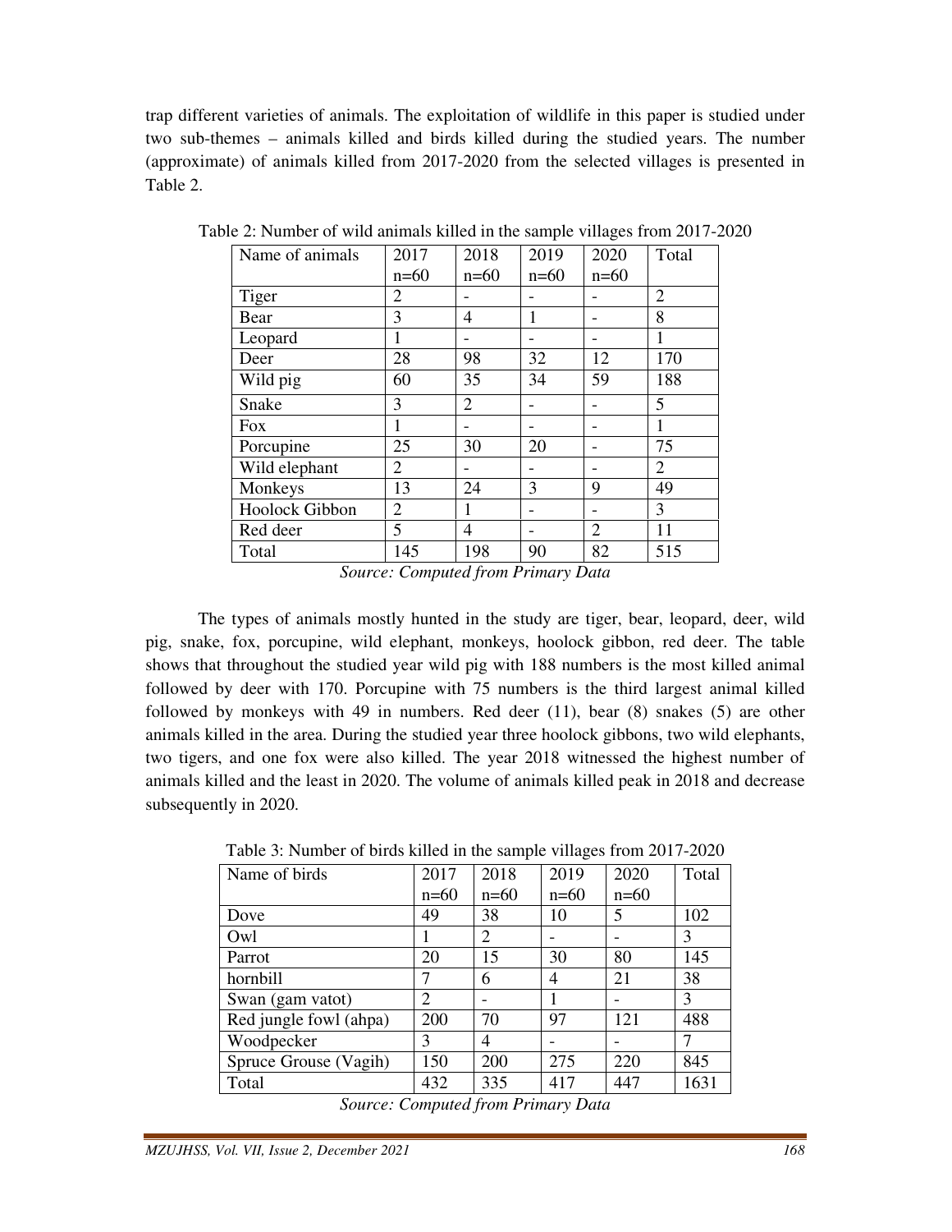trap different varieties of animals. The exploitation of wildlife in this paper is studied under two sub-themes – animals killed and birds killed during the studied years. The number (approximate) of animals killed from 2017-2020 from the selected villages is presented in Table 2.

Table 2: Number of wild animals killed in the sample villages from 2017-2020

| Name of animals | 2017 n=60 | 2018 n=60 | 2019 n=60 | 2020 n=60 | Total |
|---|---|---|---|---|---|
| Tiger | 2 | - | - | - | 2 |
| Bear | 3 | 4 | 1 | - | 8 |
| Leopard | 1 | - | - | - | 1 |
| Deer | 28 | 98 | 32 | 12 | 170 |
| Wild pig | 60 | 35 | 34 | 59 | 188 |
| Snake | 3 | 2 | - | - | 5 |
| Fox | 1 | - | - | - | 1 |
| Porcupine | 25 | 30 | 20 | - | 75 |
| Wild elephant | 2 | - | - | - | 2 |
| Monkeys | 13 | 24 | 3 | 9 | 49 |
| Hoolock Gibbon | 2 | 1 | - | - | 3 |
| Red deer | 5 | 4 | - | 2 | 11 |
| Total | 145 | 198 | 90 | 82 | 515 |

*Source: Computed from Primary Data*

The types of animals mostly hunted in the study are tiger, bear, leopard, deer, wild pig, snake, fox, porcupine, wild elephant, monkeys, hoolock gibbon, red deer. The table shows that throughout the studied year wild pig with 188 numbers is the most killed animal followed by deer with 170. Porcupine with 75 numbers is the third largest animal killed followed by monkeys with 49 in numbers. Red deer (11), bear (8) snakes (5) are other animals killed in the area. During the studied year three hoolock gibbons, two wild elephants, two tigers, and one fox were also killed. The year 2018 witnessed the highest number of animals killed and the least in 2020. The volume of animals killed peak in 2018 and decrease subsequently in 2020.

Table 3: Number of birds killed in the sample villages from 2017-2020

| Name of birds | 2017 n=60 | 2018 n=60 | 2019 n=60 | 2020 n=60 | Total |
|---|---|---|---|---|---|
| Dove | 49 | 38 | 10 | 5 | 102 |
| Owl | 1 | 2 | - | - | 3 |
| Parrot | 20 | 15 | 30 | 80 | 145 |
| hornbill | 7 | 6 | 4 | 21 | 38 |
| Swan (gam vatot) | 2 | - | 1 | - | 3 |
| Red jungle fowl (ahpa) | 200 | 70 | 97 | 121 | 488 |
| Woodpecker | 3 | 4 | - | - | 7 |
| Spruce Grouse (Vagih) | 150 | 200 | 275 | 220 | 845 |
| Total | 432 | 335 | 417 | 447 | 1631 |

*Source: Computed from Primary Data*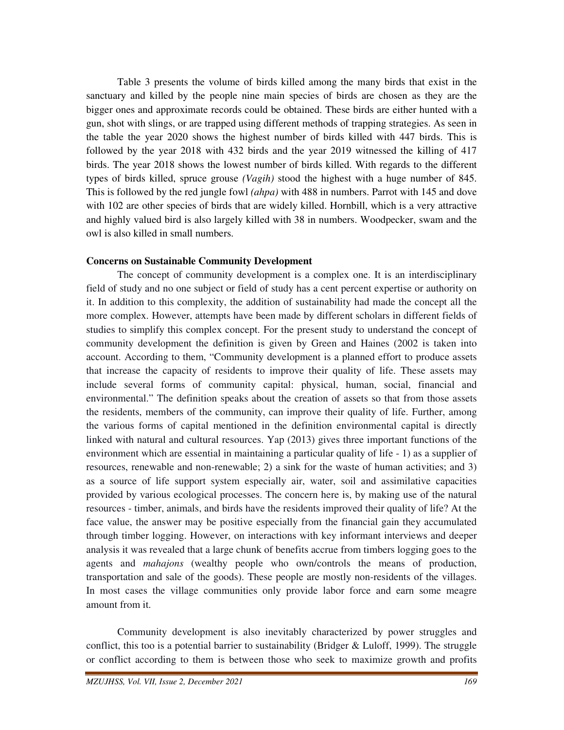Table 3 presents the volume of birds killed among the many birds that exist in the sanctuary and killed by the people nine main species of birds are chosen as they are the bigger ones and approximate records could be obtained. These birds are either hunted with a gun, shot with slings, or are trapped using different methods of trapping strategies. As seen in the table the year 2020 shows the highest number of birds killed with 447 birds. This is followed by the year 2018 with 432 birds and the year 2019 witnessed the killing of 417 birds. The year 2018 shows the lowest number of birds killed. With regards to the different types of birds killed, spruce grouse *(Vagih)* stood the highest with a huge number of 845. This is followed by the red jungle fowl *(ahpa)* with 488 in numbers. Parrot with 145 and dove with 102 are other species of birds that are widely killed. Hornbill, which is a very attractive and highly valued bird is also largely killed with 38 in numbers. Woodpecker, swam and the owl is also killed in small numbers.

**Concerns on Sustainable Community Development**

The concept of community development is a complex one. It is an interdisciplinary field of study and no one subject or field of study has a cent percent expertise or authority on it. In addition to this complexity, the addition of sustainability had made the concept all the more complex. However, attempts have been made by different scholars in different fields of studies to simplify this complex concept. For the present study to understand the concept of community development the definition is given by Green and Haines (2002 is taken into account. According to them, "Community development is a planned effort to produce assets that increase the capacity of residents to improve their quality of life. These assets may include several forms of community capital: physical, human, social, financial and environmental." The definition speaks about the creation of assets so that from those assets the residents, members of the community, can improve their quality of life. Further, among the various forms of capital mentioned in the definition environmental capital is directly linked with natural and cultural resources. Yap (2013) gives three important functions of the environment which are essential in maintaining a particular quality of life - 1) as a supplier of resources, renewable and non-renewable; 2) a sink for the waste of human activities; and 3) as a source of life support system especially air, water, soil and assimilative capacities provided by various ecological processes. The concern here is, by making use of the natural resources - timber, animals, and birds have the residents improved their quality of life? At the face value, the answer may be positive especially from the financial gain they accumulated through timber logging. However, on interactions with key informant interviews and deeper analysis it was revealed that a large chunk of benefits accrue from timbers logging goes to the agents and *mahajons* (wealthy people who own/controls the means of production, transportation and sale of the goods). These people are mostly non-residents of the villages. In most cases the village communities only provide labor force and earn some meagre amount from it.

Community development is also inevitably characterized by power struggles and conflict, this too is a potential barrier to sustainability (Bridger & Luloff, 1999). The struggle or conflict according to them is between those who seek to maximize growth and profits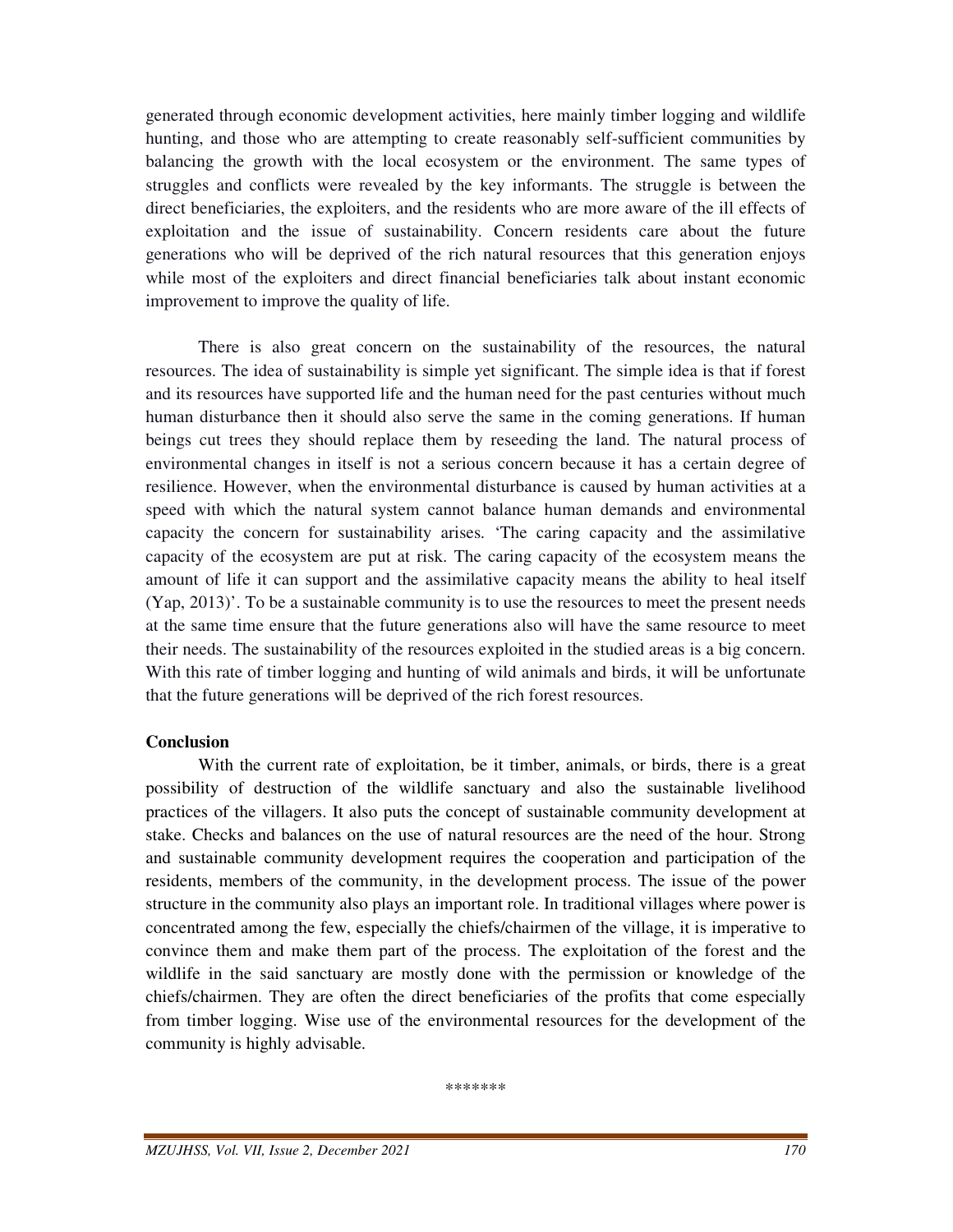generated through economic development activities, here mainly timber logging and wildlife hunting, and those who are attempting to create reasonably self-sufficient communities by balancing the growth with the local ecosystem or the environment. The same types of struggles and conflicts were revealed by the key informants. The struggle is between the direct beneficiaries, the exploiters, and the residents who are more aware of the ill effects of exploitation and the issue of sustainability. Concern residents care about the future generations who will be deprived of the rich natural resources that this generation enjoys while most of the exploiters and direct financial beneficiaries talk about instant economic improvement to improve the quality of life.

There is also great concern on the sustainability of the resources, the natural resources. The idea of sustainability is simple yet significant. The simple idea is that if forest and its resources have supported life and the human need for the past centuries without much human disturbance then it should also serve the same in the coming generations. If human beings cut trees they should replace them by reseeding the land. The natural process of environmental changes in itself is not a serious concern because it has a certain degree of resilience. However, when the environmental disturbance is caused by human activities at a speed with which the natural system cannot balance human demands and environmental capacity the concern for sustainability arises. 'The caring capacity and the assimilative capacity of the ecosystem are put at risk. The caring capacity of the ecosystem means the amount of life it can support and the assimilative capacity means the ability to heal itself (Yap, 2013)'. To be a sustainable community is to use the resources to meet the present needs at the same time ensure that the future generations also will have the same resource to meet their needs. The sustainability of the resources exploited in the studied areas is a big concern. With this rate of timber logging and hunting of wild animals and birds, it will be unfortunate that the future generations will be deprived of the rich forest resources.

**Conclusion**

With the current rate of exploitation, be it timber, animals, or birds, there is a great possibility of destruction of the wildlife sanctuary and also the sustainable livelihood practices of the villagers. It also puts the concept of sustainable community development at stake. Checks and balances on the use of natural resources are the need of the hour. Strong and sustainable community development requires the cooperation and participation of the residents, members of the community, in the development process. The issue of the power structure in the community also plays an important role. In traditional villages where power is concentrated among the few, especially the chiefs/chairmen of the village, it is imperative to convince them and make them part of the process. The exploitation of the forest and the wildlife in the said sanctuary are mostly done with the permission or knowledge of the chiefs/chairmen. They are often the direct beneficiaries of the profits that come especially from timber logging. Wise use of the environmental resources for the development of the community is highly advisable.

*******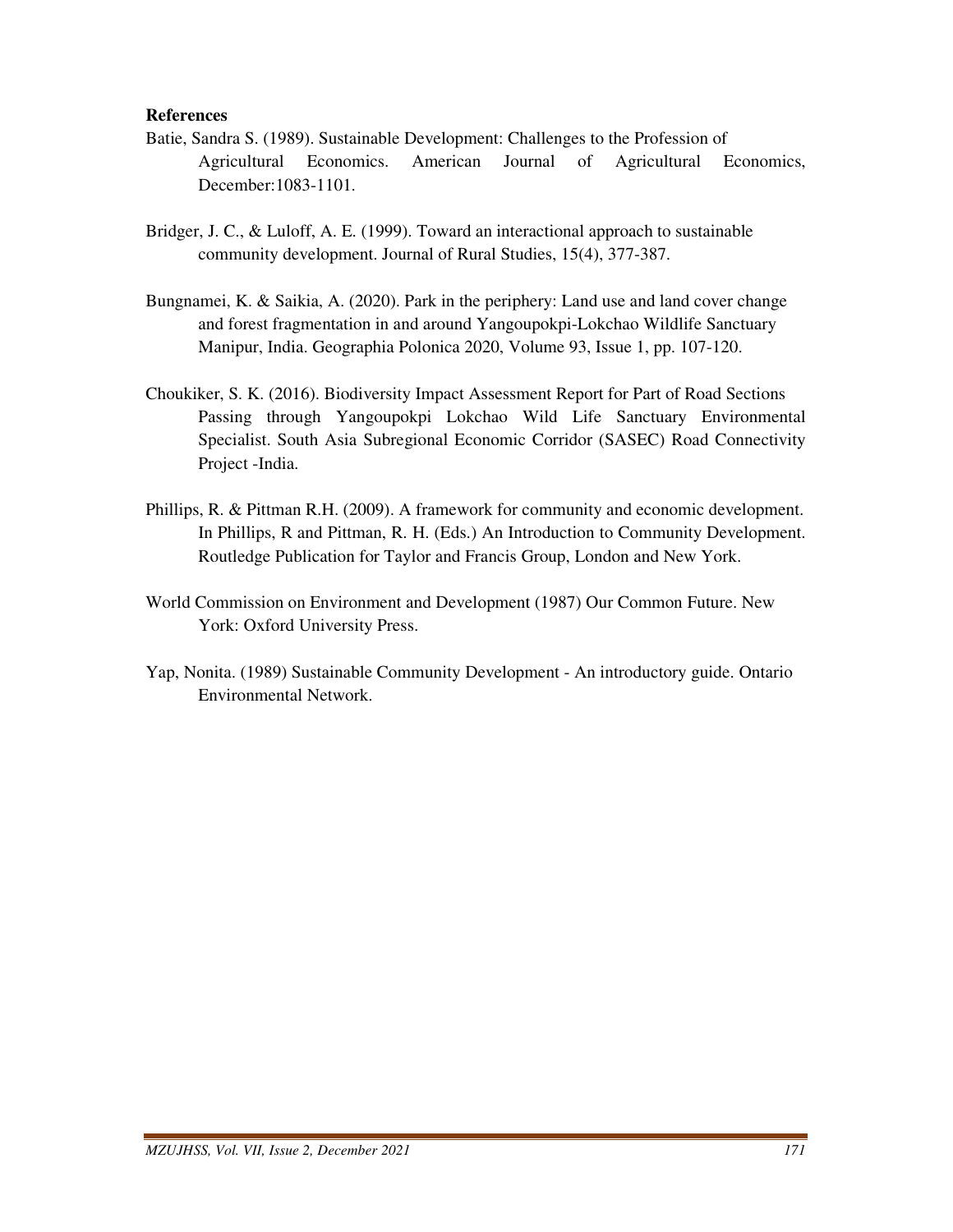**References**

Batie, Sandra S. (1989). Sustainable Development: Challenges to the Profession of Agricultural Economics. American Journal of Agricultural Economics, December:1083-1101.

Bridger, J. C., & Luloff, A. E. (1999). Toward an interactional approach to sustainable community development. Journal of Rural Studies, 15(4), 377-387.

Bungnamei, K. & Saikia, A. (2020). Park in the periphery: Land use and land cover change and forest fragmentation in and around Yangoupokpi-Lokchao Wildlife Sanctuary Manipur, India. Geographia Polonica 2020, Volume 93, Issue 1, pp. 107-120.

Choukiker, S. K. (2016). Biodiversity Impact Assessment Report for Part of Road Sections Passing through Yangoupokpi Lokchao Wild Life Sanctuary Environmental Specialist. South Asia Subregional Economic Corridor (SASEC) Road Connectivity Project -India.

Phillips, R. & Pittman R.H. (2009). A framework for community and economic development. In Phillips, R and Pittman, R. H. (Eds.) An Introduction to Community Development. Routledge Publication for Taylor and Francis Group, London and New York.

World Commission on Environment and Development (1987) Our Common Future. New York: Oxford University Press.

Yap, Nonita. (1989) Sustainable Community Development - An introductory guide. Ontario Environmental Network.